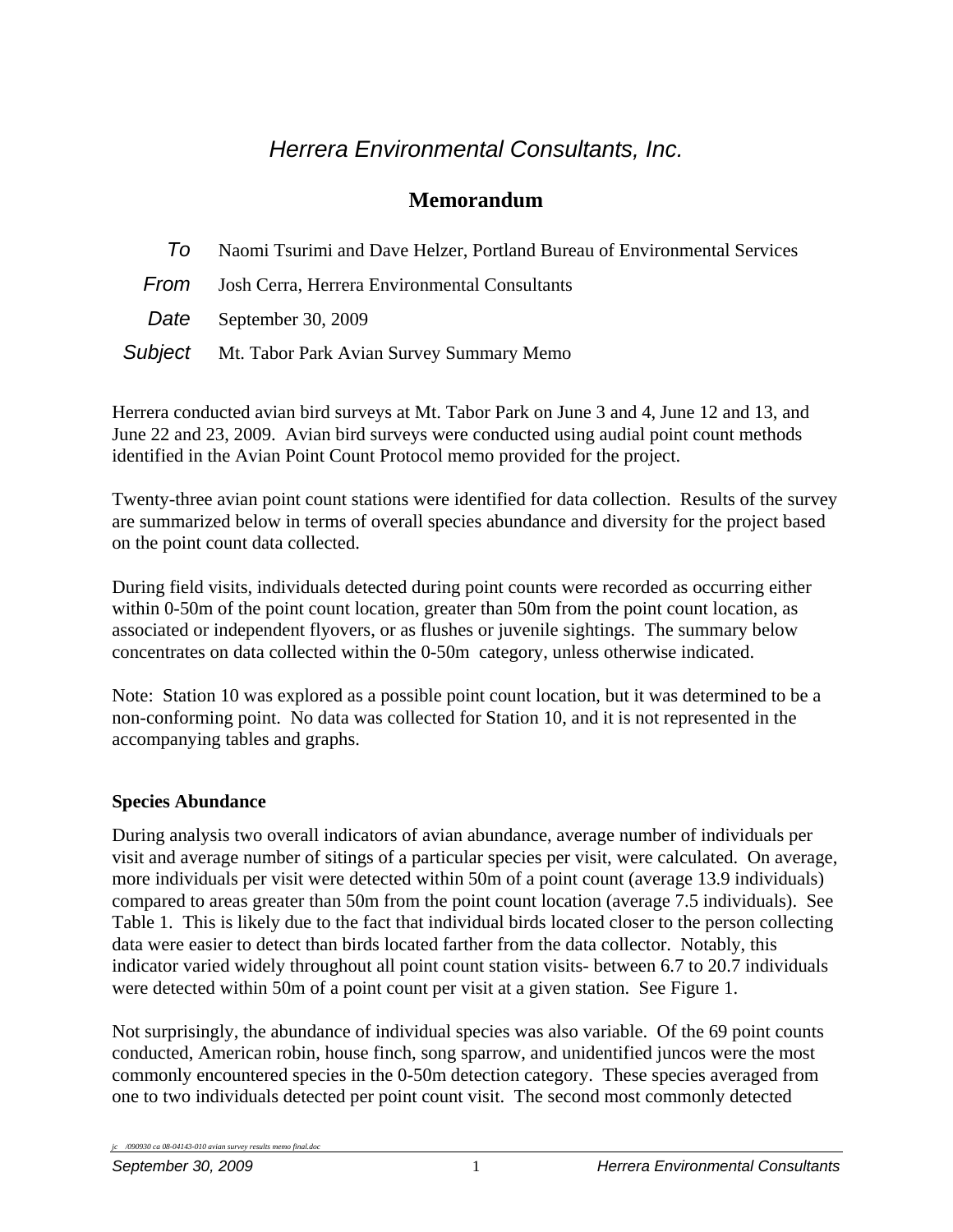*Herrera Environmental Consultants, Inc.*

# Memorandum

| | |
|---|---|
| *To* | Naomi Tsurimi and Dave Helzer, Portland Bureau of Environmental Services |
| *From* | Josh Cerra, Herrera Environmental Consultants |
| *Date* | September 30, 2009 |
| *Subject* | Mt. Tabor Park Avian Survey Summary Memo |

Herrera conducted avian bird surveys at Mt. Tabor Park on June 3 and 4, June 12 and 13, and June 22 and 23, 2009. Avian bird surveys were conducted using audial point count methods identified in the Avian Point Count Protocol memo provided for the project.

Twenty-three avian point count stations were identified for data collection. Results of the survey are summarized below in terms of overall species abundance and diversity for the project based on the point count data collected.

During field visits, individuals detected during point counts were recorded as occurring either within 0-50m of the point count location, greater than 50m from the point count location, as associated or independent flyovers, or as flushes or juvenile sightings. The summary below concentrates on data collected within the 0-50m category, unless otherwise indicated.

Note: Station 10 was explored as a possible point count location, but it was determined to be a non-conforming point. No data was collected for Station 10, and it is not represented in the accompanying tables and graphs.

### Species Abundance

During analysis two overall indicators of avian abundance, average number of individuals per visit and average number of sitings of a particular species per visit, were calculated. On average, more individuals per visit were detected within 50m of a point count (average 13.9 individuals) compared to areas greater than 50m from the point count location (average 7.5 individuals). See Table 1. This is likely due to the fact that individual birds located closer to the person collecting data were easier to detect than birds located farther from the data collector. Notably, this indicator varied widely throughout all point count station visits- between 6.7 to 20.7 individuals were detected within 50m of a point count per visit at a given station. See Figure 1.

Not surprisingly, the abundance of individual species was also variable. Of the 69 point counts conducted, American robin, house finch, song sparrow, and unidentified juncos were the most commonly encountered species in the 0-50m detection category. These species averaged from one to two individuals detected per point count visit. The second most commonly detected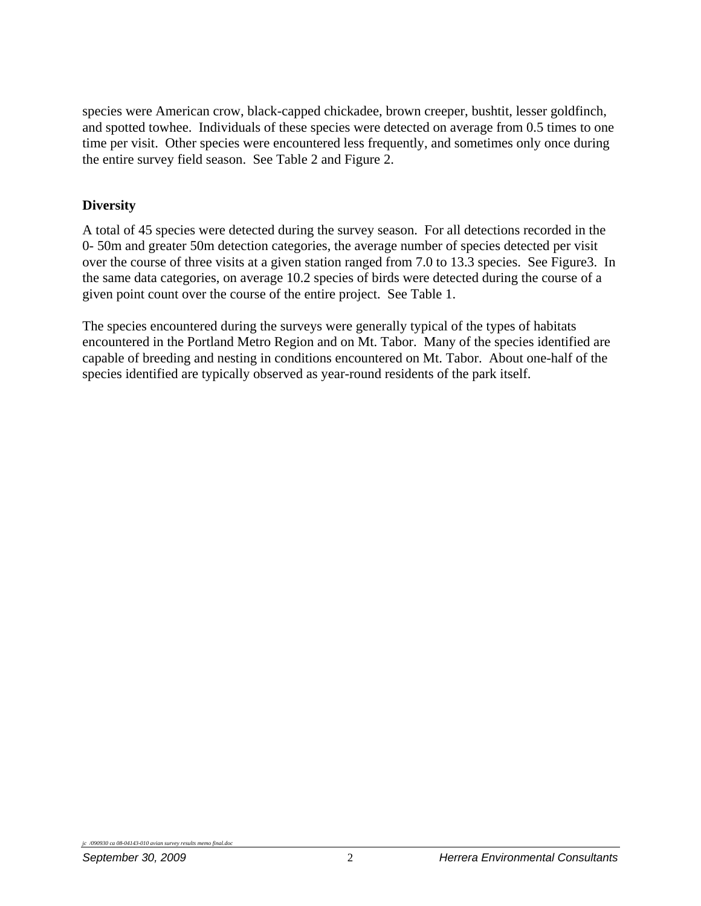species were American crow, black-capped chickadee, brown creeper, bushtit, lesser goldfinch, and spotted towhee. Individuals of these species were detected on average from 0.5 times to one time per visit. Other species were encountered less frequently, and sometimes only once during the entire survey field season. See Table 2 and Figure 2.

**Diversity**

A total of 45 species were detected during the survey season. For all detections recorded in the 0- 50m and greater 50m detection categories, the average number of species detected per visit over the course of three visits at a given station ranged from 7.0 to 13.3 species. See Figure3. In the same data categories, on average 10.2 species of birds were detected during the course of a given point count over the course of the entire project. See Table 1.

The species encountered during the surveys were generally typical of the types of habitats encountered in the Portland Metro Region and on Mt. Tabor. Many of the species identified are capable of breeding and nesting in conditions encountered on Mt. Tabor. About one-half of the species identified are typically observed as year-round residents of the park itself.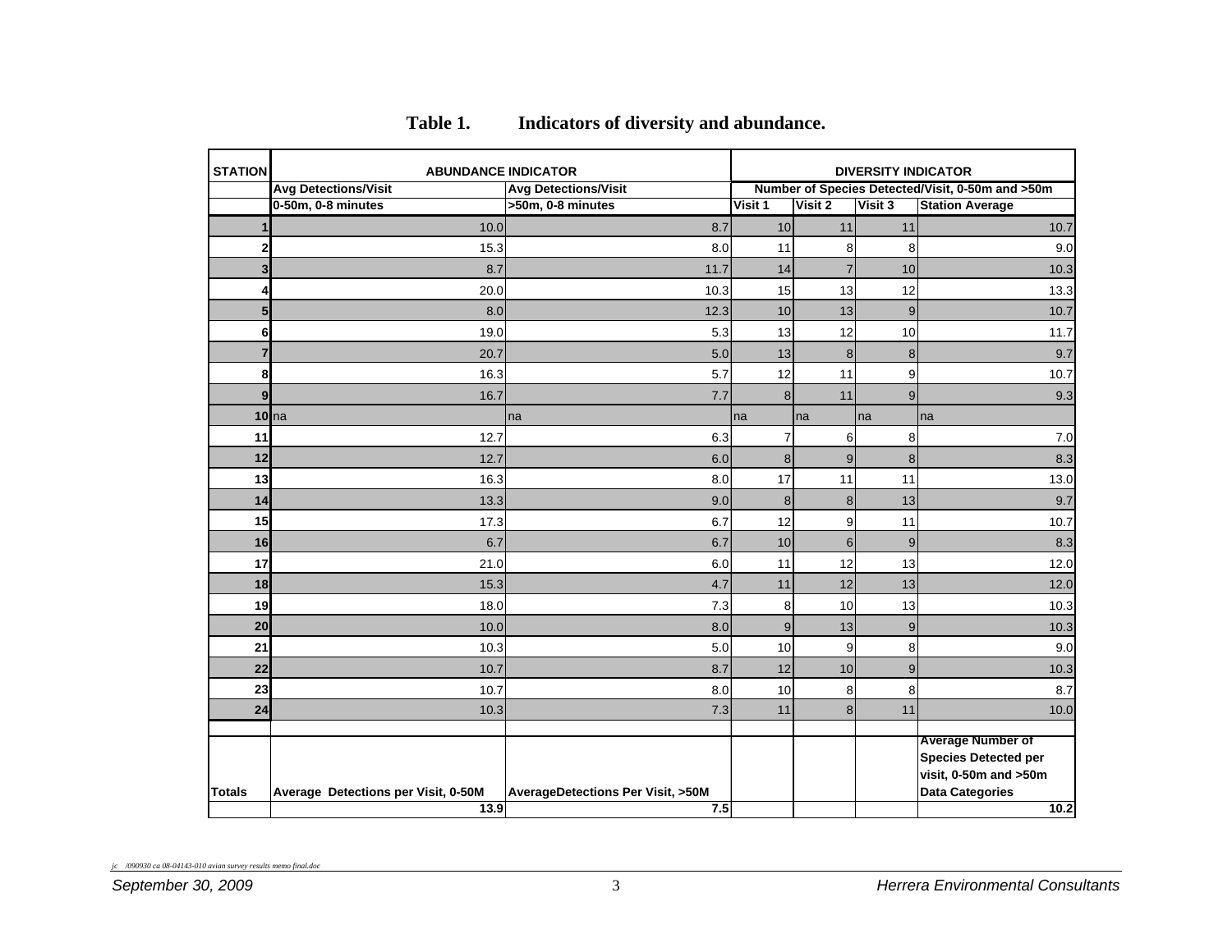**Table 1. Indicators of diversity and abundance.**

| STATION | ABUNDANCE INDICATOR | | DIVERSITY INDICATOR | | | |
|---|---|---|---|---|---|---|
| | Avg Detections/Visit | Avg Detections/Visit | Number of Species Detected/Visit, 0-50m and >50m | | | |
| | 0-50m, 0-8 minutes | >50m, 0-8 minutes | Visit 1 | Visit 2 | Visit 3 | Station Average |
| 1 | 10.0 | 8.7 | 10 | 11 | 11 | 10.7 |
| 2 | 15.3 | 8.0 | 11 | 8 | 8 | 9.0 |
| 3 | 8.7 | 11.7 | 14 | 7 | 10 | 10.3 |
| 4 | 20.0 | 10.3 | 15 | 13 | 12 | 13.3 |
| 5 | 8.0 | 12.3 | 10 | 13 | 9 | 10.7 |
| 6 | 19.0 | 5.3 | 13 | 12 | 10 | 11.7 |
| 7 | 20.7 | 5.0 | 13 | 8 | 8 | 9.7 |
| 8 | 16.3 | 5.7 | 12 | 11 | 9 | 10.7 |
| 9 | 16.7 | 7.7 | 8 | 11 | 9 | 9.3 |
| 10 | na | na | na | na | na | na |
| 11 | 12.7 | 6.3 | 7 | 6 | 8 | 7.0 |
| 12 | 12.7 | 6.0 | 8 | 9 | 8 | 8.3 |
| 13 | 16.3 | 8.0 | 17 | 11 | 11 | 13.0 |
| 14 | 13.3 | 9.0 | 8 | 8 | 13 | 9.7 |
| 15 | 17.3 | 6.7 | 12 | 9 | 11 | 10.7 |
| 16 | 6.7 | 6.7 | 10 | 6 | 9 | 8.3 |
| 17 | 21.0 | 6.0 | 11 | 12 | 13 | 12.0 |
| 18 | 15.3 | 4.7 | 11 | 12 | 13 | 12.0 |
| 19 | 18.0 | 7.3 | 8 | 10 | 13 | 10.3 |
| 20 | 10.0 | 8.0 | 9 | 13 | 9 | 10.3 |
| 21 | 10.3 | 5.0 | 10 | 9 | 8 | 9.0 |
| 22 | 10.7 | 8.7 | 12 | 10 | 9 | 10.3 |
| 23 | 10.7 | 8.0 | 10 | 8 | 8 | 8.7 |
| 24 | 10.3 | 7.3 | 11 | 8 | 11 | 10.0 |
| | | | | | | |
| Totals | Average Detections per Visit, 0-50M | AverageDetections Per Visit, >50M | | | | Average Number of Species Detected per visit, 0-50m and >50m Data Categories |
| | 13.9 | 7.5 | | | | 10.2 |

*jc /090930 ca 08-04143-010 avian survey results memo final.doc*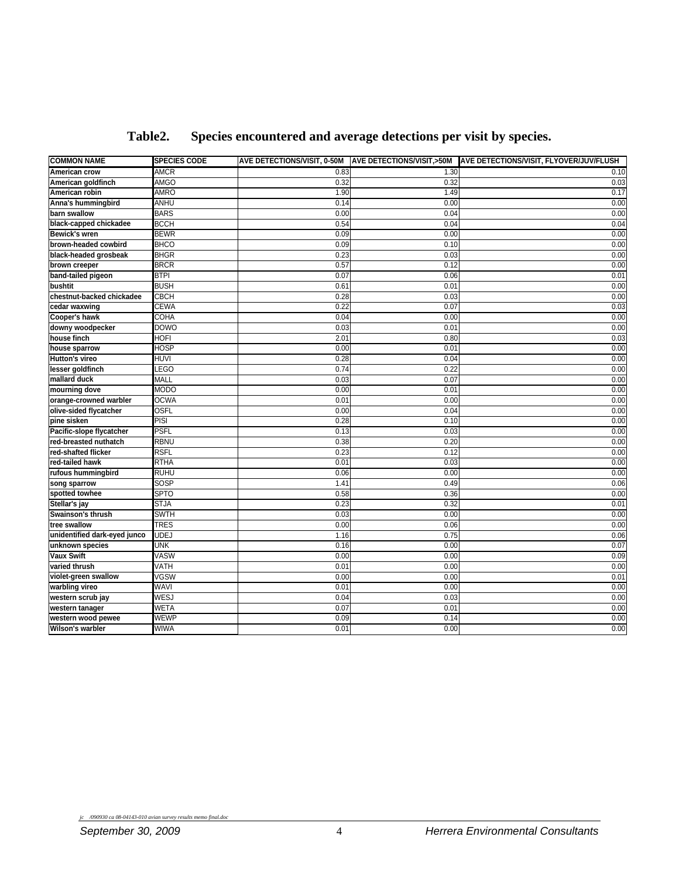**Table2. Species encountered and average detections per visit by species.**

| COMMON NAME | SPECIES CODE | AVE DETECTIONS/VISIT, 0-50M | AVE DETECTIONS/VISIT,>50M | AVE DETECTIONS/VISIT, FLYOVER/JUV/FLUSH |
|---|---|---|---|---|
| American crow | AMCR | 0.83 | 1.30 | 0.10 |
| American goldfinch | AMGO | 0.32 | 0.32 | 0.03 |
| American robin | AMRO | 1.90 | 1.49 | 0.17 |
| Anna's hummingbird | ANHU | 0.14 | 0.00 | 0.00 |
| barn swallow | BARS | 0.00 | 0.04 | 0.00 |
| black-capped chickadee | BCCH | 0.54 | 0.04 | 0.04 |
| Bewick's wren | BEWR | 0.09 | 0.00 | 0.00 |
| brown-headed cowbird | BHCO | 0.09 | 0.10 | 0.00 |
| black-headed grosbeak | BHGR | 0.23 | 0.03 | 0.00 |
| brown creeper | BRCR | 0.57 | 0.12 | 0.00 |
| band-tailed pigeon | BTPI | 0.07 | 0.06 | 0.01 |
| bushtit | BUSH | 0.61 | 0.01 | 0.00 |
| chestnut-backed chickadee | CBCH | 0.28 | 0.03 | 0.00 |
| cedar waxwing | CEWA | 0.22 | 0.07 | 0.03 |
| Cooper's hawk | COHA | 0.04 | 0.00 | 0.00 |
| downy woodpecker | DOWO | 0.03 | 0.01 | 0.00 |
| house finch | HOFI | 2.01 | 0.80 | 0.03 |
| house sparrow | HOSP | 0.00 | 0.01 | 0.00 |
| Hutton's vireo | HUVI | 0.28 | 0.04 | 0.00 |
| lesser goldfinch | LEGO | 0.74 | 0.22 | 0.00 |
| mallard duck | MALL | 0.03 | 0.07 | 0.00 |
| mourning dove | MODO | 0.00 | 0.01 | 0.00 |
| orange-crowned warbler | OCWA | 0.01 | 0.00 | 0.00 |
| olive-sided flycatcher | OSFL | 0.00 | 0.04 | 0.00 |
| pine sisken | PISI | 0.28 | 0.10 | 0.00 |
| Pacific-slope flycatcher | PSFL | 0.13 | 0.03 | 0.00 |
| red-breasted nuthatch | RBNU | 0.38 | 0.20 | 0.00 |
| red-shafted flicker | RSFL | 0.23 | 0.12 | 0.00 |
| red-tailed hawk | RTHA | 0.01 | 0.03 | 0.00 |
| rufous hummingbird | RUHU | 0.06 | 0.00 | 0.00 |
| song sparrow | SOSP | 1.41 | 0.49 | 0.06 |
| spotted towhee | SPTO | 0.58 | 0.36 | 0.00 |
| Stellar's jay | STJA | 0.23 | 0.32 | 0.01 |
| Swainson's thrush | SWTH | 0.03 | 0.00 | 0.00 |
| tree swallow | TRES | 0.00 | 0.06 | 0.00 |
| unidentified dark-eyed junco | UDEJ | 1.16 | 0.75 | 0.06 |
| unknown species | UNK | 0.16 | 0.00 | 0.07 |
| Vaux Swift | VASW | 0.00 | 0.00 | 0.09 |
| varied thrush | VATH | 0.01 | 0.00 | 0.00 |
| violet-green swallow | VGSW | 0.00 | 0.00 | 0.01 |
| warbling vireo | WAVI | 0.01 | 0.00 | 0.00 |
| western scrub jay | WESJ | 0.04 | 0.03 | 0.00 |
| western tanager | WETA | 0.07 | 0.01 | 0.00 |
| western wood pewee | WEWP | 0.09 | 0.14 | 0.00 |
| Wilson's warbler | WIWA | 0.01 | 0.00 | 0.00 |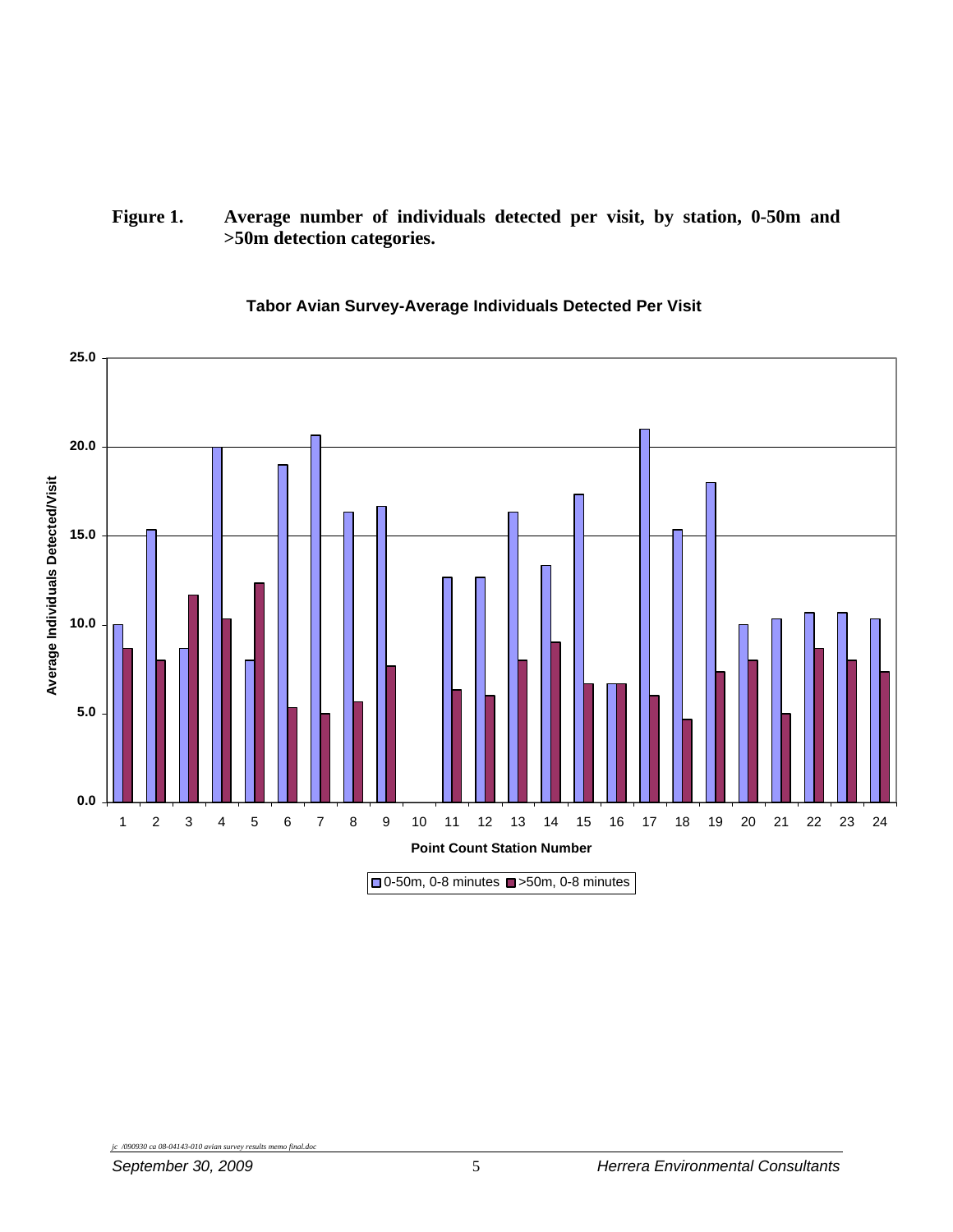**Figure 1. Average number of individuals detected per visit, by station, 0-50m and >50m detection categories.**

Tabor Avian Survey-Average Individuals Detected Per Visit

25.0
20.0
15.0
10.0
5.0
0.0

Average Individuals Detected/Visit

1 2 3 4 5 6 7 8 9 10 11 12 13 14 15 16 17 18 19 20 21 22 23 24

Point Count Station Number

0-50m, 0-8 minutes
>50m, 0-8 minutes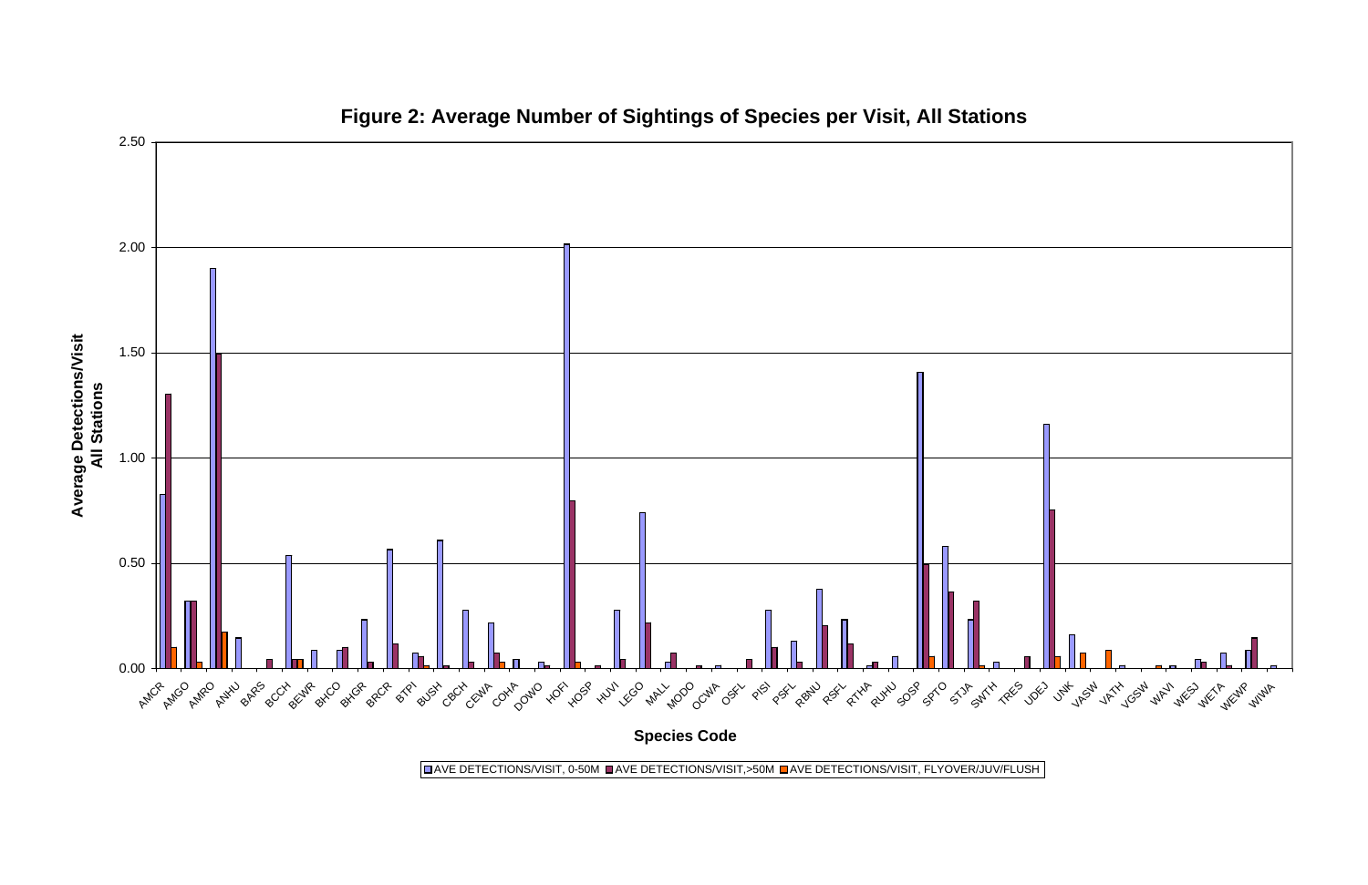**Figure 2: Average Number of Sightings of Species per Visit, All Stations**

Average Detections/Visit
All Stations

2.50
2.00
1.50
1.00
0.50
0.00

AMCR AMGO AMRO ANHU BARS BCCH BEWR BHCO BHGR BRCR BTPI BUSH CBCH CEWA COHA DOWO HOFI HOSP HUVI LEGO MALL MODO OCWA OSFL PISI PSFL RBNU RSFL RTHA RUHU SOSP SPTO STJA SWTH TRES UDEJ UNK VASW VATH VGSW WAVI WESJ WETA WEWP WIWA

Species Code

AVE DETECTIONS/VISIT, 0-50M
AVE DETECTIONS/VISIT,>50M
AVE DETECTIONS/VISIT, FLYOVER/JUV/FLUSH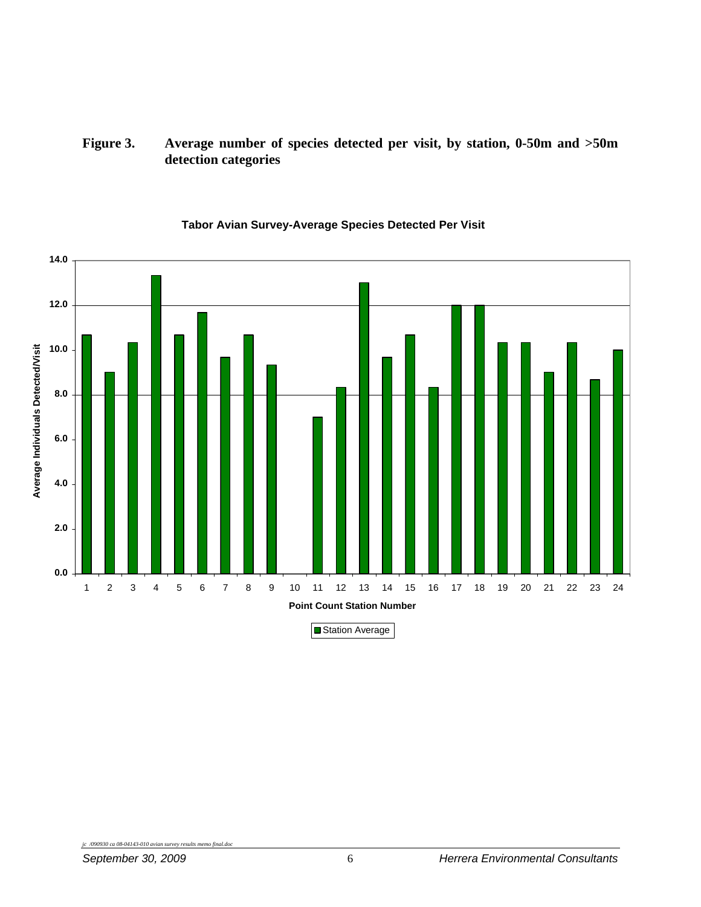**Figure 3. Average number of species detected per visit, by station, 0-50m and >50m detection categories**

Tabor Avian Survey-Average Species Detected Per Visit

Average Individuals Detected/Visit

14.0
12.0
10.0
8.0
6.0
4.0
2.0
0.0

1 2 3 4 5 6 7 8 9 10 11 12 13 14 15 16 17 18 19 20 21 22 23 24

Point Count Station Number

Station Average